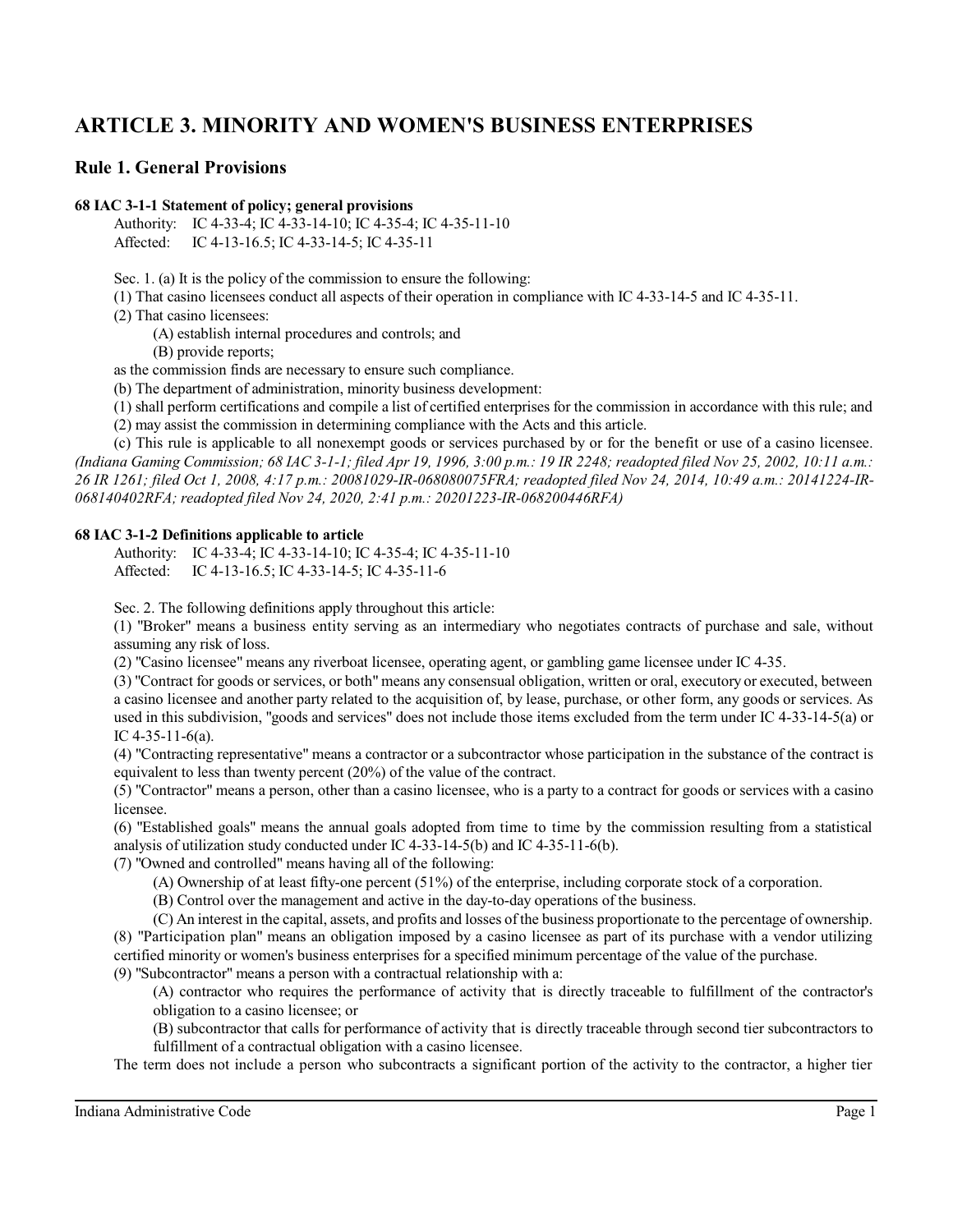# ARTICLE 3. MINORITY AND WOMEN'S BUSINESS ENTERPRISES

## Rule 1. General Provisions

**68 IAC 3-1-1 Statement of policy; general provisions**

Authority: IC 4-33-4; IC 4-33-14-10; IC 4-35-4; IC 4-35-11-10
Affected: IC 4-13-16.5; IC 4-33-14-5; IC 4-35-11

Sec. 1. (a) It is the policy of the commission to ensure the following:

(1) That casino licensees conduct all aspects of their operation in compliance with IC 4-33-14-5 and IC 4-35-11.

(2) That casino licensees:

(A) establish internal procedures and controls; and

(B) provide reports;

as the commission finds are necessary to ensure such compliance.

(b) The department of administration, minority business development:

(1) shall perform certifications and compile a list of certified enterprises for the commission in accordance with this rule; and

(2) may assist the commission in determining compliance with the Acts and this article.

(c) This rule is applicable to all nonexempt goods or services purchased by or for the benefit or use of a casino licensee. *(Indiana Gaming Commission; 68 IAC 3-1-1; filed Apr 19, 1996, 3:00 p.m.: 19 IR 2248; readopted filed Nov 25, 2002, 10:11 a.m.: 26 IR 1261; filed Oct 1, 2008, 4:17 p.m.: 20081029-IR-068080075FRA; readopted filed Nov 24, 2014, 10:49 a.m.: 20141224-IR-068140402RFA; readopted filed Nov 24, 2020, 2:41 p.m.: 20201223-IR-068200446RFA)*

**68 IAC 3-1-2 Definitions applicable to article**

Authority: IC 4-33-4; IC 4-33-14-10; IC 4-35-4; IC 4-35-11-10
Affected: IC 4-13-16.5; IC 4-33-14-5; IC 4-35-11-6

Sec. 2. The following definitions apply throughout this article:

(1) "Broker" means a business entity serving as an intermediary who negotiates contracts of purchase and sale, without assuming any risk of loss.

(2) "Casino licensee" means any riverboat licensee, operating agent, or gambling game licensee under IC 4-35.

(3) "Contract for goods or services, or both" means any consensual obligation, written or oral, executory or executed, between a casino licensee and another party related to the acquisition of, by lease, purchase, or other form, any goods or services. As used in this subdivision, "goods and services" does not include those items excluded from the term under IC 4-33-14-5(a) or IC 4-35-11-6(a).

(4) "Contracting representative" means a contractor or a subcontractor whose participation in the substance of the contract is equivalent to less than twenty percent (20%) of the value of the contract.

(5) "Contractor" means a person, other than a casino licensee, who is a party to a contract for goods or services with a casino licensee.

(6) "Established goals" means the annual goals adopted from time to time by the commission resulting from a statistical analysis of utilization study conducted under IC 4-33-14-5(b) and IC 4-35-11-6(b).

(7) "Owned and controlled" means having all of the following:

(A) Ownership of at least fifty-one percent (51%) of the enterprise, including corporate stock of a corporation.

(B) Control over the management and active in the day-to-day operations of the business.

(C) An interest in the capital, assets, and profits and losses of the business proportionate to the percentage of ownership.

(8) "Participation plan" means an obligation imposed by a casino licensee as part of its purchase with a vendor utilizing certified minority or women's business enterprises for a specified minimum percentage of the value of the purchase.

(9) "Subcontractor" means a person with a contractual relationship with a:

(A) contractor who requires the performance of activity that is directly traceable to fulfillment of the contractor's obligation to a casino licensee; or

(B) subcontractor that calls for performance of activity that is directly traceable through second tier subcontractors to fulfillment of a contractual obligation with a casino licensee.

The term does not include a person who subcontracts a significant portion of the activity to the contractor, a higher tier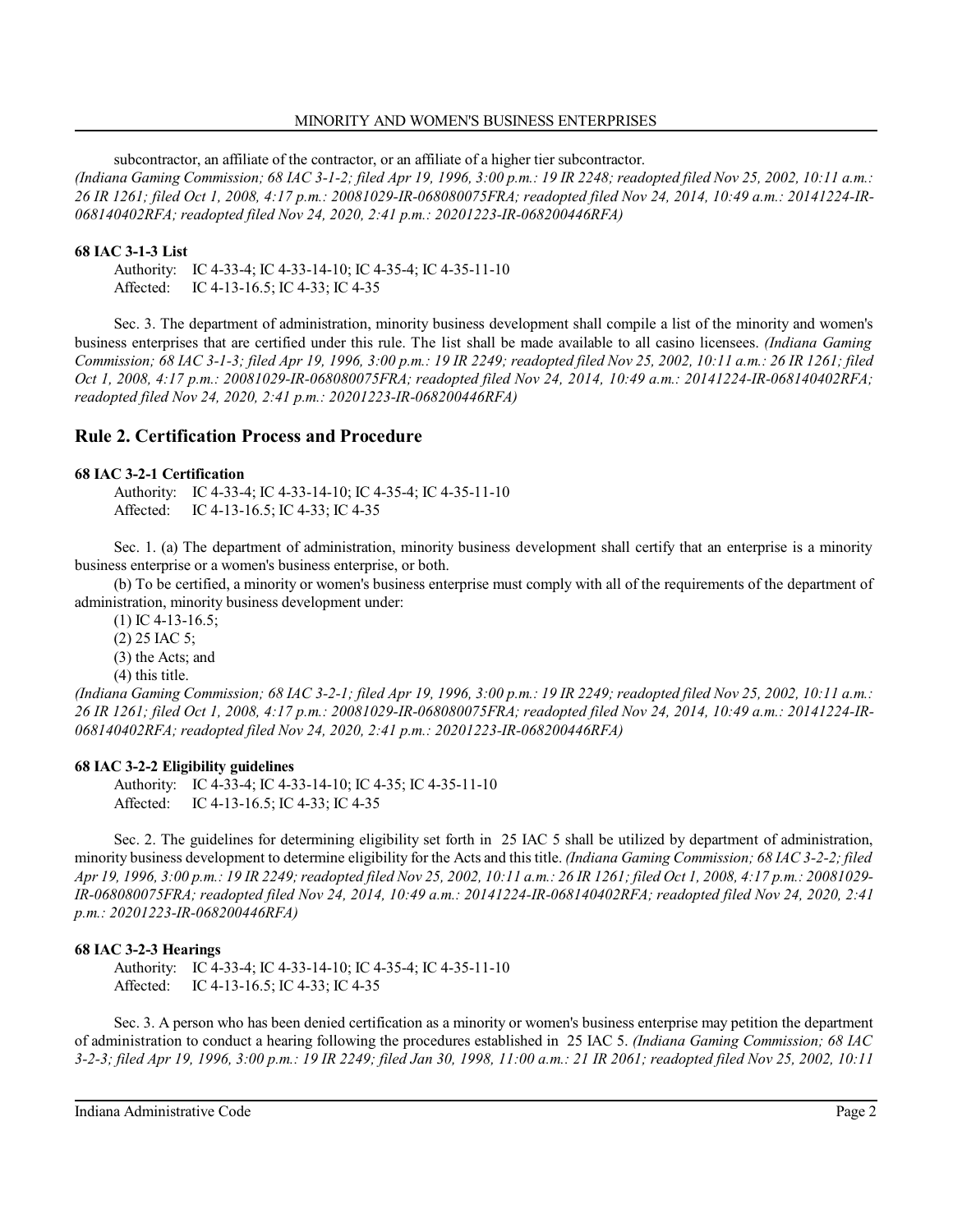subcontractor, an affiliate of the contractor, or an affiliate of a higher tier subcontractor.
*(Indiana Gaming Commission; 68 IAC 3-1-2; filed Apr 19, 1996, 3:00 p.m.: 19 IR 2248; readopted filed Nov 25, 2002, 10:11 a.m.: 26 IR 1261; filed Oct 1, 2008, 4:17 p.m.: 20081029-IR-068080075FRA; readopted filed Nov 24, 2014, 10:49 a.m.: 20141224-IR-068140402RFA; readopted filed Nov 24, 2020, 2:41 p.m.: 20201223-IR-068200446RFA)*

**68 IAC 3-1-3 List**

Authority: IC 4-33-4; IC 4-33-14-10; IC 4-35-4; IC 4-35-11-10
Affected: IC 4-13-16.5; IC 4-33; IC 4-35

Sec. 3. The department of administration, minority business development shall compile a list of the minority and women's business enterprises that are certified under this rule. The list shall be made available to all casino licensees. *(Indiana Gaming Commission; 68 IAC 3-1-3; filed Apr 19, 1996, 3:00 p.m.: 19 IR 2249; readopted filed Nov 25, 2002, 10:11 a.m.: 26 IR 1261; filed Oct 1, 2008, 4:17 p.m.: 20081029-IR-068080075FRA; readopted filed Nov 24, 2014, 10:49 a.m.: 20141224-IR-068140402RFA; readopted filed Nov 24, 2020, 2:41 p.m.: 20201223-IR-068200446RFA)*

## Rule 2. Certification Process and Procedure

**68 IAC 3-2-1 Certification**

Authority: IC 4-33-4; IC 4-33-14-10; IC 4-35-4; IC 4-35-11-10
Affected: IC 4-13-16.5; IC 4-33; IC 4-35

Sec. 1. (a) The department of administration, minority business development shall certify that an enterprise is a minority business enterprise or a women's business enterprise, or both.

(b) To be certified, a minority or women's business enterprise must comply with all of the requirements of the department of administration, minority business development under:

(1) IC 4-13-16.5;
(2) 25 IAC 5;
(3) the Acts; and
(4) this title.

*(Indiana Gaming Commission; 68 IAC 3-2-1; filed Apr 19, 1996, 3:00 p.m.: 19 IR 2249; readopted filed Nov 25, 2002, 10:11 a.m.: 26 IR 1261; filed Oct 1, 2008, 4:17 p.m.: 20081029-IR-068080075FRA; readopted filed Nov 24, 2014, 10:49 a.m.: 20141224-IR-068140402RFA; readopted filed Nov 24, 2020, 2:41 p.m.: 20201223-IR-068200446RFA)*

**68 IAC 3-2-2 Eligibility guidelines**

Authority: IC 4-33-4; IC 4-33-14-10; IC 4-35; IC 4-35-11-10
Affected: IC 4-13-16.5; IC 4-33; IC 4-35

Sec. 2. The guidelines for determining eligibility set forth in 25 IAC 5 shall be utilized by department of administration, minority business development to determine eligibility for the Acts and this title. *(Indiana Gaming Commission; 68 IAC 3-2-2; filed Apr 19, 1996, 3:00 p.m.: 19 IR 2249; readopted filed Nov 25, 2002, 10:11 a.m.: 26 IR 1261; filed Oct 1, 2008, 4:17 p.m.: 20081029-IR-068080075FRA; readopted filed Nov 24, 2014, 10:49 a.m.: 20141224-IR-068140402RFA; readopted filed Nov 24, 2020, 2:41 p.m.: 20201223-IR-068200446RFA)*

**68 IAC 3-2-3 Hearings**

Authority: IC 4-33-4; IC 4-33-14-10; IC 4-35-4; IC 4-35-11-10
Affected: IC 4-13-16.5; IC 4-33; IC 4-35

Sec. 3. A person who has been denied certification as a minority or women's business enterprise may petition the department of administration to conduct a hearing following the procedures established in 25 IAC 5. *(Indiana Gaming Commission; 68 IAC 3-2-3; filed Apr 19, 1996, 3:00 p.m.: 19 IR 2249; filed Jan 30, 1998, 11:00 a.m.: 21 IR 2061; readopted filed Nov 25, 2002, 10:11*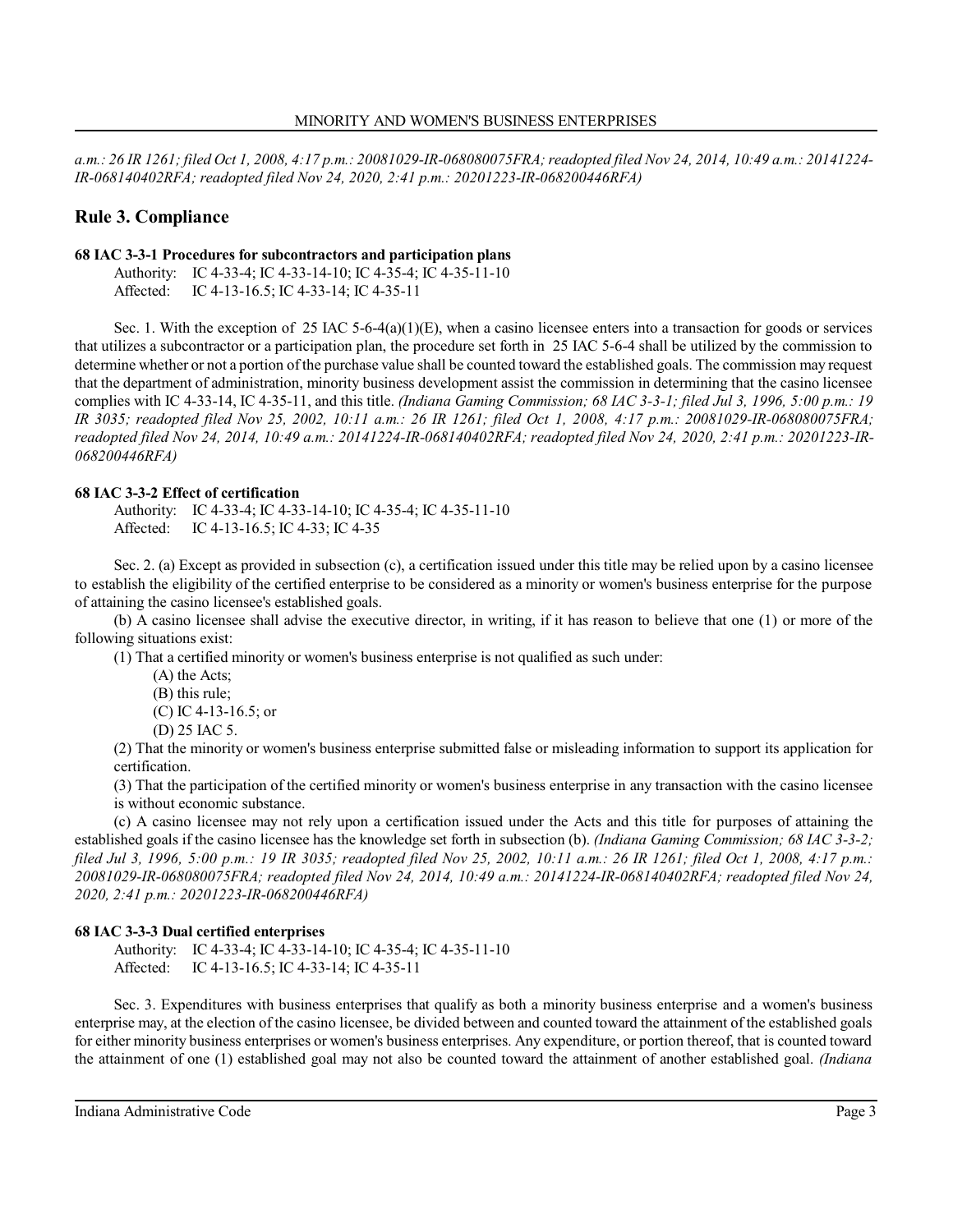*a.m.: 26 IR 1261; filed Oct 1, 2008, 4:17 p.m.: 20081029-IR-068080075FRA; readopted filed Nov 24, 2014, 10:49 a.m.: 20141224-IR-068140402RFA; readopted filed Nov 24, 2020, 2:41 p.m.: 20201223-IR-068200446RFA)*

## Rule 3. Compliance

**68 IAC 3-3-1 Procedures for subcontractors and participation plans**

Authority: IC 4-33-4; IC 4-33-14-10; IC 4-35-4; IC 4-35-11-10
Affected: IC 4-13-16.5; IC 4-33-14; IC 4-35-11

Sec. 1. With the exception of 25 IAC 5-6-4(a)(1)(E), when a casino licensee enters into a transaction for goods or services that utilizes a subcontractor or a participation plan, the procedure set forth in 25 IAC 5-6-4 shall be utilized by the commission to determine whether or not a portion of the purchase value shall be counted toward the established goals. The commission may request that the department of administration, minority business development assist the commission in determining that the casino licensee complies with IC 4-33-14, IC 4-35-11, and this title. *(Indiana Gaming Commission; 68 IAC 3-3-1; filed Jul 3, 1996, 5:00 p.m.: 19 IR 3035; readopted filed Nov 25, 2002, 10:11 a.m.: 26 IR 1261; filed Oct 1, 2008, 4:17 p.m.: 20081029-IR-068080075FRA; readopted filed Nov 24, 2014, 10:49 a.m.: 20141224-IR-068140402RFA; readopted filed Nov 24, 2020, 2:41 p.m.: 20201223-IR-068200446RFA)*

**68 IAC 3-3-2 Effect of certification**

Authority: IC 4-33-4; IC 4-33-14-10; IC 4-35-4; IC 4-35-11-10
Affected: IC 4-13-16.5; IC 4-33; IC 4-35

Sec. 2. (a) Except as provided in subsection (c), a certification issued under this title may be relied upon by a casino licensee to establish the eligibility of the certified enterprise to be considered as a minority or women's business enterprise for the purpose of attaining the casino licensee's established goals.

(b) A casino licensee shall advise the executive director, in writing, if it has reason to believe that one (1) or more of the following situations exist:

(1) That a certified minority or women's business enterprise is not qualified as such under:

(A) the Acts;
(B) this rule;
(C) IC 4-13-16.5; or
(D) 25 IAC 5.

(2) That the minority or women's business enterprise submitted false or misleading information to support its application for certification.

(3) That the participation of the certified minority or women's business enterprise in any transaction with the casino licensee is without economic substance.

(c) A casino licensee may not rely upon a certification issued under the Acts and this title for purposes of attaining the established goals if the casino licensee has the knowledge set forth in subsection (b). *(Indiana Gaming Commission; 68 IAC 3-3-2; filed Jul 3, 1996, 5:00 p.m.: 19 IR 3035; readopted filed Nov 25, 2002, 10:11 a.m.: 26 IR 1261; filed Oct 1, 2008, 4:17 p.m.: 20081029-IR-068080075FRA; readopted filed Nov 24, 2014, 10:49 a.m.: 20141224-IR-068140402RFA; readopted filed Nov 24, 2020, 2:41 p.m.: 20201223-IR-068200446RFA)*

**68 IAC 3-3-3 Dual certified enterprises**

Authority: IC 4-33-4; IC 4-33-14-10; IC 4-35-4; IC 4-35-11-10
Affected: IC 4-13-16.5; IC 4-33-14; IC 4-35-11

Sec. 3. Expenditures with business enterprises that qualify as both a minority business enterprise and a women's business enterprise may, at the election of the casino licensee, be divided between and counted toward the attainment of the established goals for either minority business enterprises or women's business enterprises. Any expenditure, or portion thereof, that is counted toward the attainment of one (1) established goal may not also be counted toward the attainment of another established goal. *(Indiana*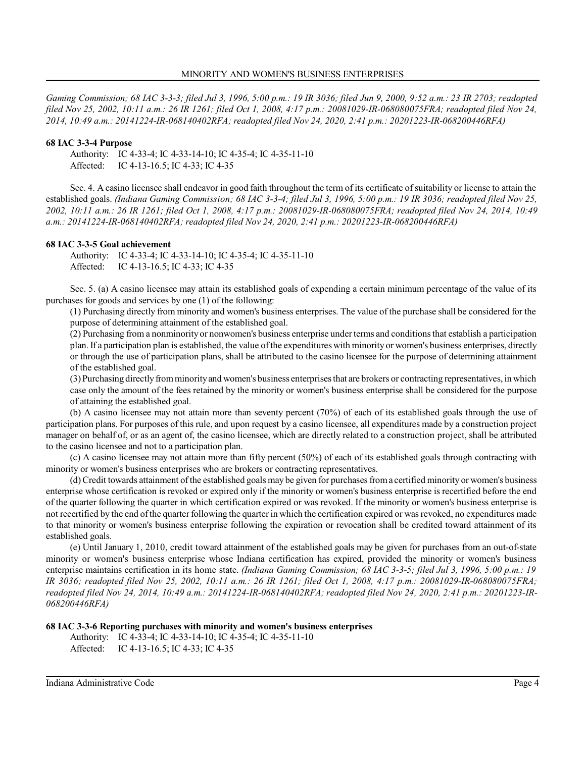*Gaming Commission; 68 IAC 3-3-3; filed Jul 3, 1996, 5:00 p.m.: 19 IR 3036; filed Jun 9, 2000, 9:52 a.m.: 23 IR 2703; readopted filed Nov 25, 2002, 10:11 a.m.: 26 IR 1261; filed Oct 1, 2008, 4:17 p.m.: 20081029-IR-068080075FRA; readopted filed Nov 24, 2014, 10:49 a.m.: 20141224-IR-068140402RFA; readopted filed Nov 24, 2020, 2:41 p.m.: 20201223-IR-068200446RFA)*

**68 IAC 3-3-4 Purpose**

Authority: IC 4-33-4; IC 4-33-14-10; IC 4-35-4; IC 4-35-11-10
Affected: IC 4-13-16.5; IC 4-33; IC 4-35

Sec. 4. A casino licensee shall endeavor in good faith throughout the term of its certificate of suitability or license to attain the established goals. *(Indiana Gaming Commission; 68 IAC 3-3-4; filed Jul 3, 1996, 5:00 p.m.: 19 IR 3036; readopted filed Nov 25, 2002, 10:11 a.m.: 26 IR 1261; filed Oct 1, 2008, 4:17 p.m.: 20081029-IR-068080075FRA; readopted filed Nov 24, 2014, 10:49 a.m.: 20141224-IR-068140402RFA; readopted filed Nov 24, 2020, 2:41 p.m.: 20201223-IR-068200446RFA)*

**68 IAC 3-3-5 Goal achievement**

Authority: IC 4-33-4; IC 4-33-14-10; IC 4-35-4; IC 4-35-11-10
Affected: IC 4-13-16.5; IC 4-33; IC 4-35

Sec. 5. (a) A casino licensee may attain its established goals of expending a certain minimum percentage of the value of its purchases for goods and services by one (1) of the following:

(1) Purchasing directly from minority and women's business enterprises. The value of the purchase shall be considered for the purpose of determining attainment of the established goal.

(2) Purchasing from a nonminority or nonwomen's business enterprise under terms and conditions that establish a participation plan. If a participation plan is established, the value of the expenditures with minority or women's business enterprises, directly or through the use of participation plans, shall be attributed to the casino licensee for the purpose of determining attainment of the established goal.

(3) Purchasing directly from minority and women's business enterprises that are brokers or contracting representatives, in which case only the amount of the fees retained by the minority or women's business enterprise shall be considered for the purpose of attaining the established goal.

(b) A casino licensee may not attain more than seventy percent (70%) of each of its established goals through the use of participation plans. For purposes of this rule, and upon request by a casino licensee, all expenditures made by a construction project manager on behalf of, or as an agent of, the casino licensee, which are directly related to a construction project, shall be attributed to the casino licensee and not to a participation plan.

(c) A casino licensee may not attain more than fifty percent (50%) of each of its established goals through contracting with minority or women's business enterprises who are brokers or contracting representatives.

(d) Credit towards attainment of the established goals may be given for purchases from a certified minority or women's business enterprise whose certification is revoked or expired only if the minority or women's business enterprise is recertified before the end of the quarter following the quarter in which certification expired or was revoked. If the minority or women's business enterprise is not recertified by the end of the quarter following the quarter in which the certification expired or was revoked, no expenditures made to that minority or women's business enterprise following the expiration or revocation shall be credited toward attainment of its established goals.

(e) Until January 1, 2010, credit toward attainment of the established goals may be given for purchases from an out-of-state minority or women's business enterprise whose Indiana certification has expired, provided the minority or women's business enterprise maintains certification in its home state. *(Indiana Gaming Commission; 68 IAC 3-3-5; filed Jul 3, 1996, 5:00 p.m.: 19 IR 3036; readopted filed Nov 25, 2002, 10:11 a.m.: 26 IR 1261; filed Oct 1, 2008, 4:17 p.m.: 20081029-IR-068080075FRA; readopted filed Nov 24, 2014, 10:49 a.m.: 20141224-IR-068140402RFA; readopted filed Nov 24, 2020, 2:41 p.m.: 20201223-IR-068200446RFA)*

**68 IAC 3-3-6 Reporting purchases with minority and women's business enterprises**

Authority: IC 4-33-4; IC 4-33-14-10; IC 4-35-4; IC 4-35-11-10
Affected: IC 4-13-16.5; IC 4-33; IC 4-35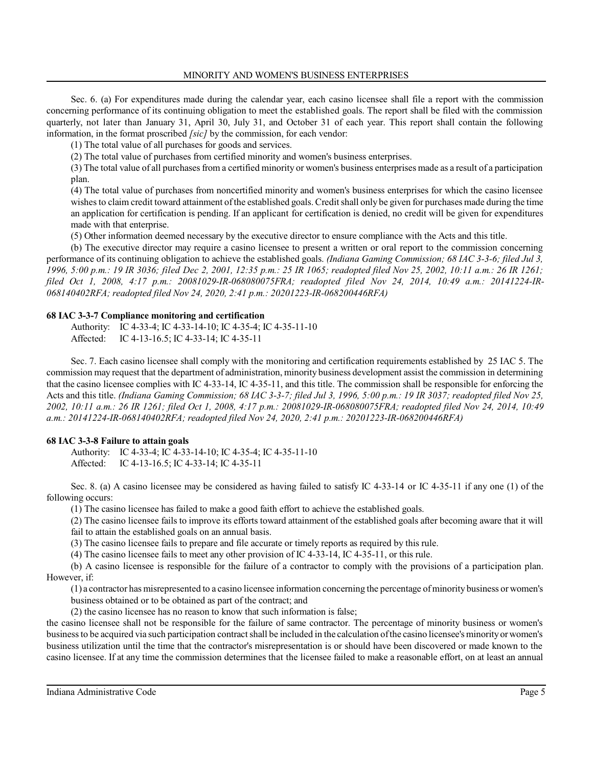Sec. 6. (a) For expenditures made during the calendar year, each casino licensee shall file a report with the commission concerning performance of its continuing obligation to meet the established goals. The report shall be filed with the commission quarterly, not later than January 31, April 30, July 31, and October 31 of each year. This report shall contain the following information, in the format proscribed *[sic]* by the commission, for each vendor:

(1) The total value of all purchases for goods and services.

(2) The total value of purchases from certified minority and women's business enterprises.

(3) The total value of all purchases from a certified minority or women's business enterprises made as a result of a participation plan.

(4) The total value of purchases from noncertified minority and women's business enterprises for which the casino licensee wishes to claim credit toward attainment of the established goals. Credit shall only be given for purchases made during the time an application for certification is pending. If an applicant for certification is denied, no credit will be given for expenditures made with that enterprise.

(5) Other information deemed necessary by the executive director to ensure compliance with the Acts and this title.

(b) The executive director may require a casino licensee to present a written or oral report to the commission concerning performance of its continuing obligation to achieve the established goals. *(Indiana Gaming Commission; 68 IAC 3-3-6; filed Jul 3, 1996, 5:00 p.m.: 19 IR 3036; filed Dec 2, 2001, 12:35 p.m.: 25 IR 1065; readopted filed Nov 25, 2002, 10:11 a.m.: 26 IR 1261; filed Oct 1, 2008, 4:17 p.m.: 20081029-IR-068080075FRA; readopted filed Nov 24, 2014, 10:49 a.m.: 20141224-IR-068140402RFA; readopted filed Nov 24, 2020, 2:41 p.m.: 20201223-IR-068200446RFA)*

**68 IAC 3-3-7 Compliance monitoring and certification**

Authority: IC 4-33-4; IC 4-33-14-10; IC 4-35-4; IC 4-35-11-10
Affected: IC 4-13-16.5; IC 4-33-14; IC 4-35-11

Sec. 7. Each casino licensee shall comply with the monitoring and certification requirements established by 25 IAC 5. The commission may request that the department of administration, minority business development assist the commission in determining that the casino licensee complies with IC 4-33-14, IC 4-35-11, and this title. The commission shall be responsible for enforcing the Acts and this title. *(Indiana Gaming Commission; 68 IAC 3-3-7; filed Jul 3, 1996, 5:00 p.m.: 19 IR 3037; readopted filed Nov 25, 2002, 10:11 a.m.: 26 IR 1261; filed Oct 1, 2008, 4:17 p.m.: 20081029-IR-068080075FRA; readopted filed Nov 24, 2014, 10:49 a.m.: 20141224-IR-068140402RFA; readopted filed Nov 24, 2020, 2:41 p.m.: 20201223-IR-068200446RFA)*

**68 IAC 3-3-8 Failure to attain goals**

Authority: IC 4-33-4; IC 4-33-14-10; IC 4-35-4; IC 4-35-11-10
Affected: IC 4-13-16.5; IC 4-33-14; IC 4-35-11

Sec. 8. (a) A casino licensee may be considered as having failed to satisfy IC 4-33-14 or IC 4-35-11 if any one (1) of the following occurs:

(1) The casino licensee has failed to make a good faith effort to achieve the established goals.

(2) The casino licensee fails to improve its efforts toward attainment of the established goals after becoming aware that it will fail to attain the established goals on an annual basis.

(3) The casino licensee fails to prepare and file accurate or timely reports as required by this rule.

(4) The casino licensee fails to meet any other provision of IC 4-33-14, IC 4-35-11, or this rule.

(b) A casino licensee is responsible for the failure of a contractor to comply with the provisions of a participation plan. However, if:

(1) a contractor has misrepresented to a casino licensee information concerning the percentage of minority business or women's business obtained or to be obtained as part of the contract; and

(2) the casino licensee has no reason to know that such information is false;

the casino licensee shall not be responsible for the failure of same contractor. The percentage of minority business or women's business to be acquired via such participation contract shall be included in the calculation of the casino licensee's minority or women's business utilization until the time that the contractor's misrepresentation is or should have been discovered or made known to the casino licensee. If at any time the commission determines that the licensee failed to make a reasonable effort, on at least an annual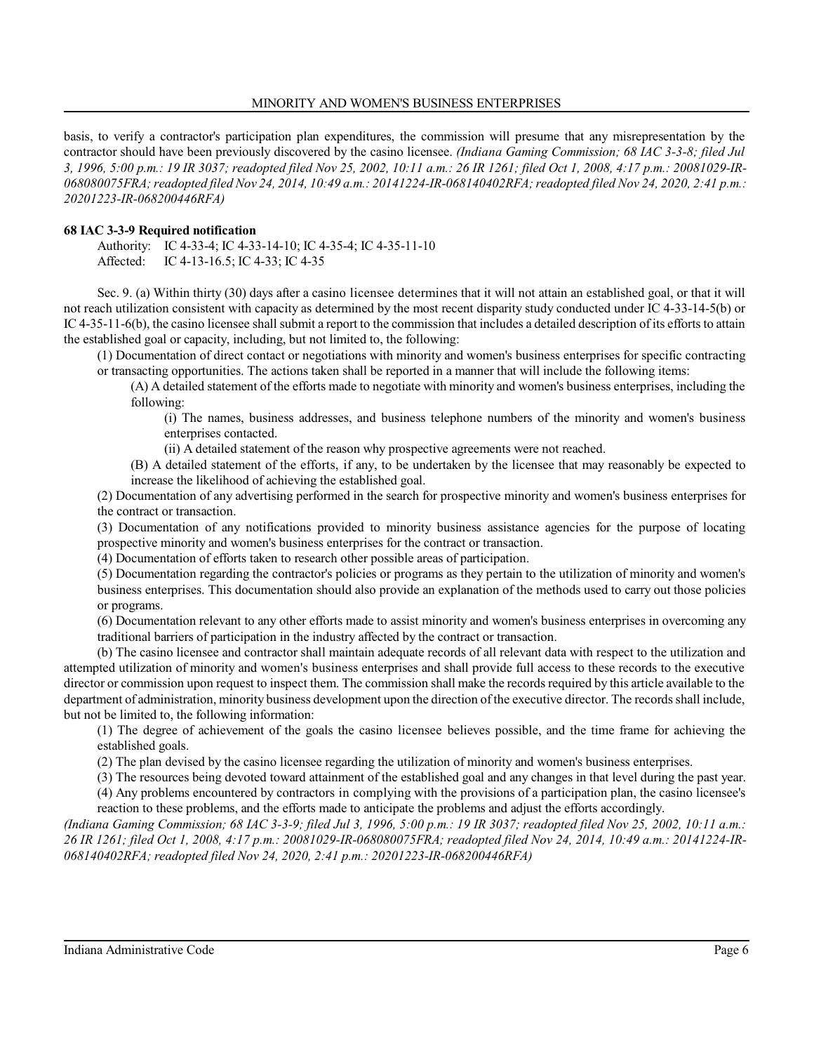basis, to verify a contractor's participation plan expenditures, the commission will presume that any misrepresentation by the contractor should have been previously discovered by the casino licensee. *(Indiana Gaming Commission; 68 IAC 3-3-8; filed Jul 3, 1996, 5:00 p.m.: 19 IR 3037; readopted filed Nov 25, 2002, 10:11 a.m.: 26 IR 1261; filed Oct 1, 2008, 4:17 p.m.: 20081029-IR-068080075FRA; readopted filed Nov 24, 2014, 10:49 a.m.: 20141224-IR-068140402RFA; readopted filed Nov 24, 2020, 2:41 p.m.: 20201223-IR-068200446RFA)*

**68 IAC 3-3-9 Required notification**

Authority: IC 4-33-4; IC 4-33-14-10; IC 4-35-4; IC 4-35-11-10
Affected: IC 4-13-16.5; IC 4-33; IC 4-35

Sec. 9. (a) Within thirty (30) days after a casino licensee determines that it will not attain an established goal, or that it will not reach utilization consistent with capacity as determined by the most recent disparity study conducted under IC 4-33-14-5(b) or IC 4-35-11-6(b), the casino licensee shall submit a report to the commission that includes a detailed description of its efforts to attain the established goal or capacity, including, but not limited to, the following:

(1) Documentation of direct contact or negotiations with minority and women's business enterprises for specific contracting or transacting opportunities. The actions taken shall be reported in a manner that will include the following items:

(A) A detailed statement of the efforts made to negotiate with minority and women's business enterprises, including the following:

(i) The names, business addresses, and business telephone numbers of the minority and women's business enterprises contacted.

(ii) A detailed statement of the reason why prospective agreements were not reached.

(B) A detailed statement of the efforts, if any, to be undertaken by the licensee that may reasonably be expected to increase the likelihood of achieving the established goal.

(2) Documentation of any advertising performed in the search for prospective minority and women's business enterprises for the contract or transaction.

(3) Documentation of any notifications provided to minority business assistance agencies for the purpose of locating prospective minority and women's business enterprises for the contract or transaction.

(4) Documentation of efforts taken to research other possible areas of participation.

(5) Documentation regarding the contractor's policies or programs as they pertain to the utilization of minority and women's business enterprises. This documentation should also provide an explanation of the methods used to carry out those policies or programs.

(6) Documentation relevant to any other efforts made to assist minority and women's business enterprises in overcoming any traditional barriers of participation in the industry affected by the contract or transaction.

(b) The casino licensee and contractor shall maintain adequate records of all relevant data with respect to the utilization and attempted utilization of minority and women's business enterprises and shall provide full access to these records to the executive director or commission upon request to inspect them. The commission shall make the records required by this article available to the department of administration, minority business development upon the direction of the executive director. The records shall include, but not be limited to, the following information:

(1) The degree of achievement of the goals the casino licensee believes possible, and the time frame for achieving the established goals.

(2) The plan devised by the casino licensee regarding the utilization of minority and women's business enterprises.

(3) The resources being devoted toward attainment of the established goal and any changes in that level during the past year.

(4) Any problems encountered by contractors in complying with the provisions of a participation plan, the casino licensee's reaction to these problems, and the efforts made to anticipate the problems and adjust the efforts accordingly.

*(Indiana Gaming Commission; 68 IAC 3-3-9; filed Jul 3, 1996, 5:00 p.m.: 19 IR 3037; readopted filed Nov 25, 2002, 10:11 a.m.: 26 IR 1261; filed Oct 1, 2008, 4:17 p.m.: 20081029-IR-068080075FRA; readopted filed Nov 24, 2014, 10:49 a.m.: 20141224-IR-068140402RFA; readopted filed Nov 24, 2020, 2:41 p.m.: 20201223-IR-068200446RFA)*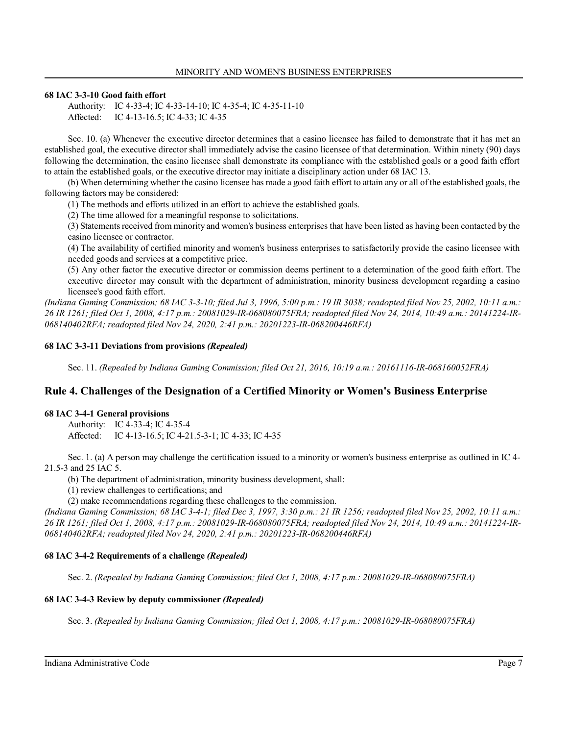**68 IAC 3-3-10 Good faith effort**

Authority: IC 4-33-4; IC 4-33-14-10; IC 4-35-4; IC 4-35-11-10
Affected: IC 4-13-16.5; IC 4-33; IC 4-35

Sec. 10. (a) Whenever the executive director determines that a casino licensee has failed to demonstrate that it has met an established goal, the executive director shall immediately advise the casino licensee of that determination. Within ninety (90) days following the determination, the casino licensee shall demonstrate its compliance with the established goals or a good faith effort to attain the established goals, or the executive director may initiate a disciplinary action under 68 IAC 13.

(b) When determining whether the casino licensee has made a good faith effort to attain any or all of the established goals, the following factors may be considered:

(1) The methods and efforts utilized in an effort to achieve the established goals.

(2) The time allowed for a meaningful response to solicitations.

(3) Statements received from minority and women's business enterprises that have been listed as having been contacted by the casino licensee or contractor.

(4) The availability of certified minority and women's business enterprises to satisfactorily provide the casino licensee with needed goods and services at a competitive price.

(5) Any other factor the executive director or commission deems pertinent to a determination of the good faith effort. The executive director may consult with the department of administration, minority business development regarding a casino licensee's good faith effort.

*(Indiana Gaming Commission; 68 IAC 3-3-10; filed Jul 3, 1996, 5:00 p.m.: 19 IR 3038; readopted filed Nov 25, 2002, 10:11 a.m.: 26 IR 1261; filed Oct 1, 2008, 4:17 p.m.: 20081029-IR-068080075FRA; readopted filed Nov 24, 2014, 10:49 a.m.: 20141224-IR-068140402RFA; readopted filed Nov 24, 2020, 2:41 p.m.: 20201223-IR-068200446RFA)*

**68 IAC 3-3-11 Deviations from provisions *(Repealed)***

Sec. 11. *(Repealed by Indiana Gaming Commission; filed Oct 21, 2016, 10:19 a.m.: 20161116-IR-068160052FRA)*

## Rule 4. Challenges of the Designation of a Certified Minority or Women's Business Enterprise

**68 IAC 3-4-1 General provisions**

Authority: IC 4-33-4; IC 4-35-4
Affected: IC 4-13-16.5; IC 4-21.5-3-1; IC 4-33; IC 4-35

Sec. 1. (a) A person may challenge the certification issued to a minority or women's business enterprise as outlined in IC 4-21.5-3 and 25 IAC 5.

(b) The department of administration, minority business development, shall:

(1) review challenges to certifications; and

(2) make recommendations regarding these challenges to the commission.

*(Indiana Gaming Commission; 68 IAC 3-4-1; filed Dec 3, 1997, 3:30 p.m.: 21 IR 1256; readopted filed Nov 25, 2002, 10:11 a.m.: 26 IR 1261; filed Oct 1, 2008, 4:17 p.m.: 20081029-IR-068080075FRA; readopted filed Nov 24, 2014, 10:49 a.m.: 20141224-IR-068140402RFA; readopted filed Nov 24, 2020, 2:41 p.m.: 20201223-IR-068200446RFA)*

**68 IAC 3-4-2 Requirements of a challenge *(Repealed)***

Sec. 2. *(Repealed by Indiana Gaming Commission; filed Oct 1, 2008, 4:17 p.m.: 20081029-IR-068080075FRA)*

**68 IAC 3-4-3 Review by deputy commissioner *(Repealed)***

Sec. 3. *(Repealed by Indiana Gaming Commission; filed Oct 1, 2008, 4:17 p.m.: 20081029-IR-068080075FRA)*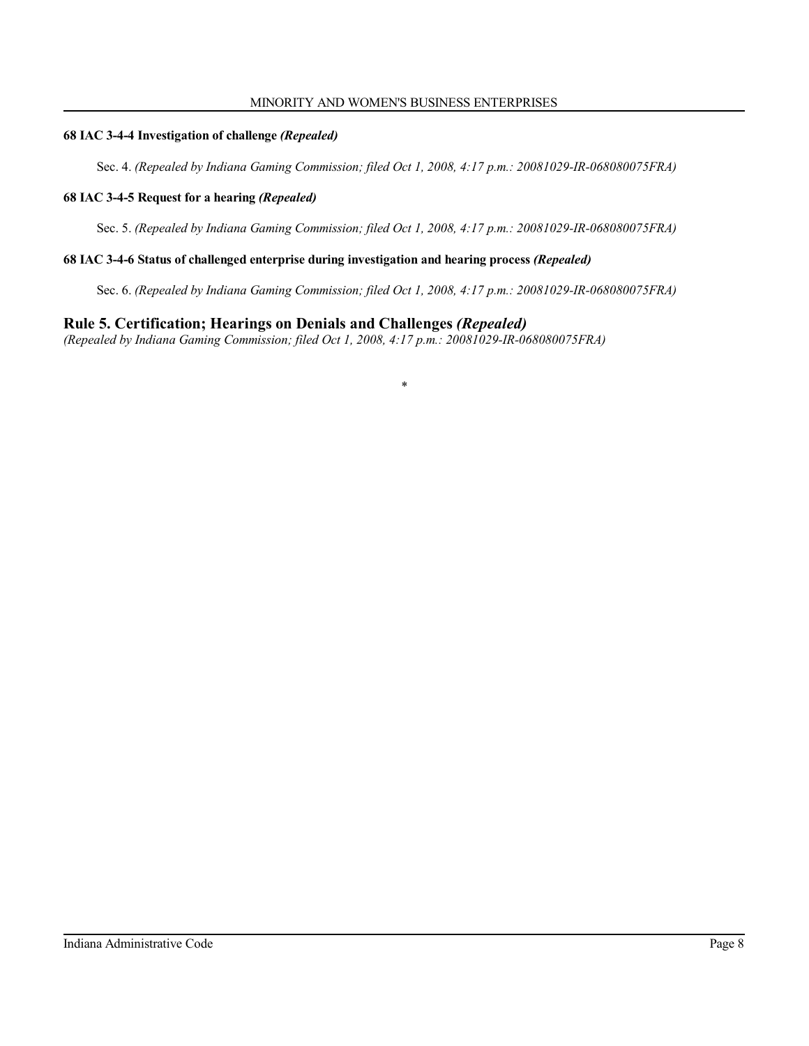**68 IAC 3-4-4 Investigation of challenge *(Repealed)***

Sec. 4. *(Repealed by Indiana Gaming Commission; filed Oct 1, 2008, 4:17 p.m.: 20081029-IR-068080075FRA)*

**68 IAC 3-4-5 Request for a hearing *(Repealed)***

Sec. 5. *(Repealed by Indiana Gaming Commission; filed Oct 1, 2008, 4:17 p.m.: 20081029-IR-068080075FRA)*

**68 IAC 3-4-6 Status of challenged enterprise during investigation and hearing process *(Repealed)***

Sec. 6. *(Repealed by Indiana Gaming Commission; filed Oct 1, 2008, 4:17 p.m.: 20081029-IR-068080075FRA)*

## Rule 5. Certification; Hearings on Denials and Challenges *(Repealed)*

*(Repealed by Indiana Gaming Commission; filed Oct 1, 2008, 4:17 p.m.: 20081029-IR-068080075FRA)*

*